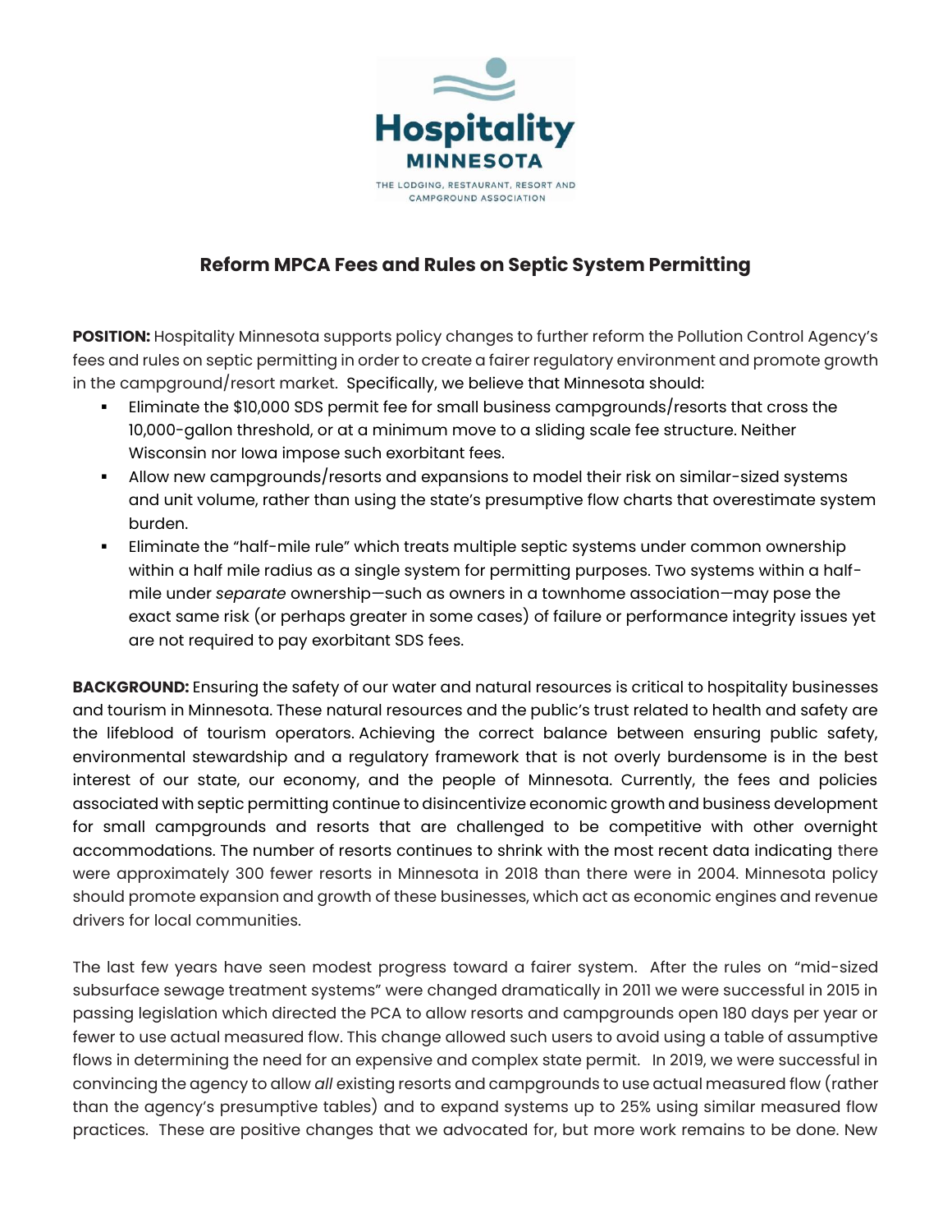Hospitality
MINNESOTA
THE LODGING, RESTAURANT, RESORT AND CAMPGROUND ASSOCIATION

## Reform MPCA Fees and Rules on Septic System Permitting

**POSITION:** Hospitality Minnesota supports policy changes to further reform the Pollution Control Agency's fees and rules on septic permitting in order to create a fairer regulatory environment and promote growth in the campground/resort market. Specifically, we believe that Minnesota should:

- Eliminate the $10,000 SDS permit fee for small business campgrounds/resorts that cross the 10,000-gallon threshold, or at a minimum move to a sliding scale fee structure. Neither Wisconsin nor Iowa impose such exorbitant fees.
- Allow new campgrounds/resorts and expansions to model their risk on similar-sized systems and unit volume, rather than using the state's presumptive flow charts that overestimate system burden.
- Eliminate the "half-mile rule" which treats multiple septic systems under common ownership within a half mile radius as a single system for permitting purposes. Two systems within a half-mile under *separate* ownership—such as owners in a townhome association—may pose the exact same risk (or perhaps greater in some cases) of failure or performance integrity issues yet are not required to pay exorbitant SDS fees.

**BACKGROUND:** Ensuring the safety of our water and natural resources is critical to hospitality businesses and tourism in Minnesota. These natural resources and the public's trust related to health and safety are the lifeblood of tourism operators. Achieving the correct balance between ensuring public safety, environmental stewardship and a regulatory framework that is not overly burdensome is in the best interest of our state, our economy, and the people of Minnesota. Currently, the fees and policies associated with septic permitting continue to disincentivize economic growth and business development for small campgrounds and resorts that are challenged to be competitive with other overnight accommodations. The number of resorts continues to shrink with the most recent data indicating there were approximately 300 fewer resorts in Minnesota in 2018 than there were in 2004. Minnesota policy should promote expansion and growth of these businesses, which act as economic engines and revenue drivers for local communities.

The last few years have seen modest progress toward a fairer system. After the rules on "mid-sized subsurface sewage treatment systems" were changed dramatically in 2011 we were successful in 2015 in passing legislation which directed the PCA to allow resorts and campgrounds open 180 days per year or fewer to use actual measured flow. This change allowed such users to avoid using a table of assumptive flows in determining the need for an expensive and complex state permit. In 2019, we were successful in convincing the agency to allow *all* existing resorts and campgrounds to use actual measured flow (rather than the agency's presumptive tables) and to expand systems up to 25% using similar measured flow practices. These are positive changes that we advocated for, but more work remains to be done. New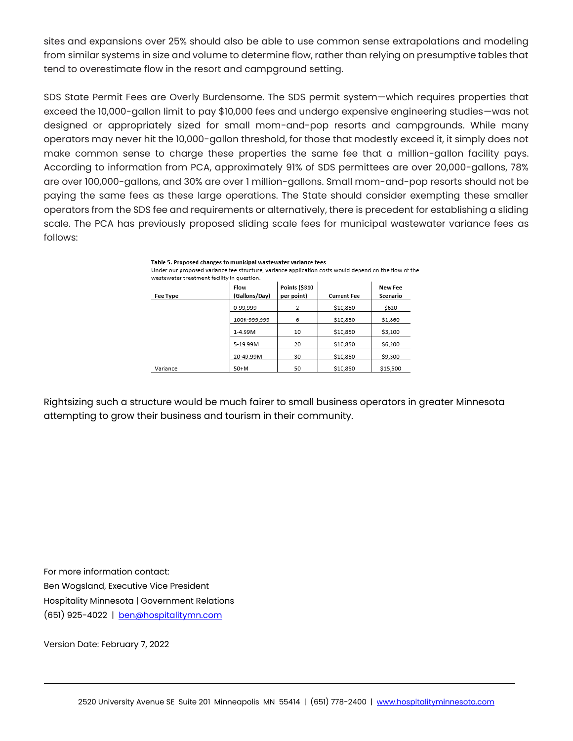sites and expansions over 25% should also be able to use common sense extrapolations and modeling from similar systems in size and volume to determine flow, rather than relying on presumptive tables that tend to overestimate flow in the resort and campground setting.

SDS State Permit Fees are Overly Burdensome. The SDS permit system—which requires properties that exceed the 10,000-gallon limit to pay $10,000 fees and undergo expensive engineering studies—was not designed or appropriately sized for small mom-and-pop resorts and campgrounds. While many operators may never hit the 10,000-gallon threshold, for those that modestly exceed it, it simply does not make common sense to charge these properties the same fee that a million-gallon facility pays. According to information from PCA, approximately 91% of SDS permittees are over 20,000-gallons, 78% are over 100,000-gallons, and 30% are over 1 million-gallons. Small mom-and-pop resorts should not be paying the same fees as these large operations. The State should consider exempting these smaller operators from the SDS fee and requirements or alternatively, there is precedent for establishing a sliding scale. The PCA has previously proposed sliding scale fees for municipal wastewater variance fees as follows:

**Table 5. Proposed changes to municipal wastewater variance fees**

Under our proposed variance fee structure, variance application costs would depend on the flow of the wastewater treatment facility in question.

| Fee Type | Flow (Gallons/Day) | Points ($310 per point) | Current Fee | New Fee Scenario |
|---|---|---|---|---|
| | 0-99,999 | 2 | $10,850 | $620 |
| | 100K-999,999 | 6 | $10,850 | $1,860 |
| | 1-4.99M | 10 | $10,850 | $3,100 |
| | 5-19.99M | 20 | $10,850 | $6,200 |
| | 20-49.99M | 30 | $10,850 | $9,300 |
| Variance | 50+M | 50 | $10,850 | $15,500 |

Rightsizing such a structure would be much fairer to small business operators in greater Minnesota attempting to grow their business and tourism in their community.

For more information contact:
Ben Wogsland, Executive Vice President
Hospitality Minnesota | Government Relations
(651) 925-4022 | ben@hospitalitymn.com

Version Date: February 7, 2022